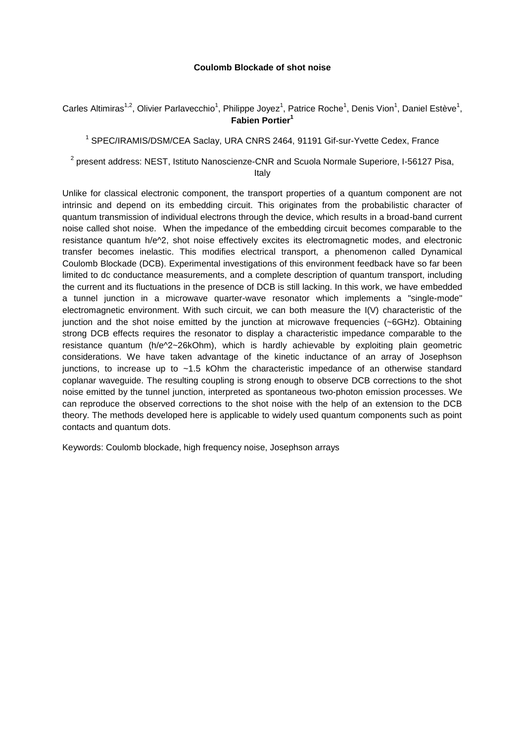**Coulomb Blockade of shot noise**

Carles Altimiras[1,2], Olivier Parlavecchio[1], Philippe Joyez[1], Patrice Roche[1], Denis Vion[1], Daniel Estève[1], **Fabien Portier[1]**

[1] SPEC/IRAMIS/DSM/CEA Saclay, URA CNRS 2464, 91191 Gif-sur-Yvette Cedex, France

[2] present address: NEST, Istituto Nanoscienze-CNR and Scuola Normale Superiore, I-56127 Pisa, Italy

Unlike for classical electronic component, the transport properties of a quantum component are not intrinsic and depend on its embedding circuit. This originates from the probabilistic character of quantum transmission of individual electrons through the device, which results in a broad-band current noise called shot noise. When the impedance of the embedding circuit becomes comparable to the resistance quantum h/e^2, shot noise effectively excites its electromagnetic modes, and electronic transfer becomes inelastic. This modifies electrical transport, a phenomenon called Dynamical Coulomb Blockade (DCB). Experimental investigations of this environment feedback have so far been limited to dc conductance measurements, and a complete description of quantum transport, including the current and its fluctuations in the presence of DCB is still lacking. In this work, we have embedded a tunnel junction in a microwave quarter-wave resonator which implements a "single-mode" electromagnetic environment. With such circuit, we can both measure the I(V) characteristic of the junction and the shot noise emitted by the junction at microwave frequencies (~6GHz). Obtaining strong DCB effects requires the resonator to display a characteristic impedance comparable to the resistance quantum (h/e^2~26kOhm), which is hardly achievable by exploiting plain geometric considerations. We have taken advantage of the kinetic inductance of an array of Josephson junctions, to increase up to ~1.5 kOhm the characteristic impedance of an otherwise standard coplanar waveguide. The resulting coupling is strong enough to observe DCB corrections to the shot noise emitted by the tunnel junction, interpreted as spontaneous two-photon emission processes. We can reproduce the observed corrections to the shot noise with the help of an extension to the DCB theory. The methods developed here is applicable to widely used quantum components such as point contacts and quantum dots.

Keywords: Coulomb blockade, high frequency noise, Josephson arrays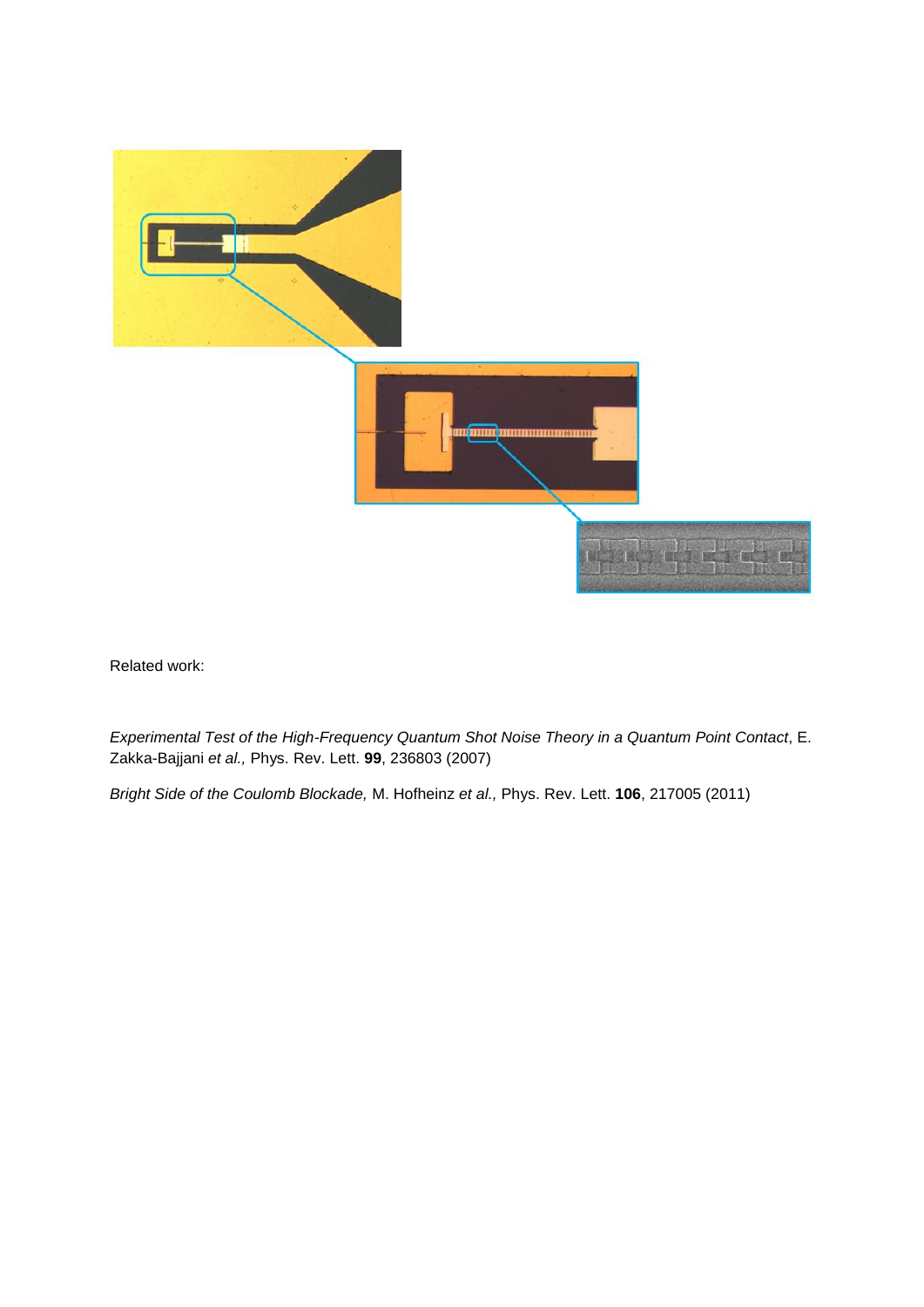Related work:

*Experimental Test of the High-Frequency Quantum Shot Noise Theory in a Quantum Point Contact*, E. Zakka-Bajjani *et al.,* Phys. Rev. Lett. **99**, 236803 (2007)

*Bright Side of the Coulomb Blockade,* M. Hofheinz *et al.,* Phys. Rev. Lett. **106**, 217005 (2011)